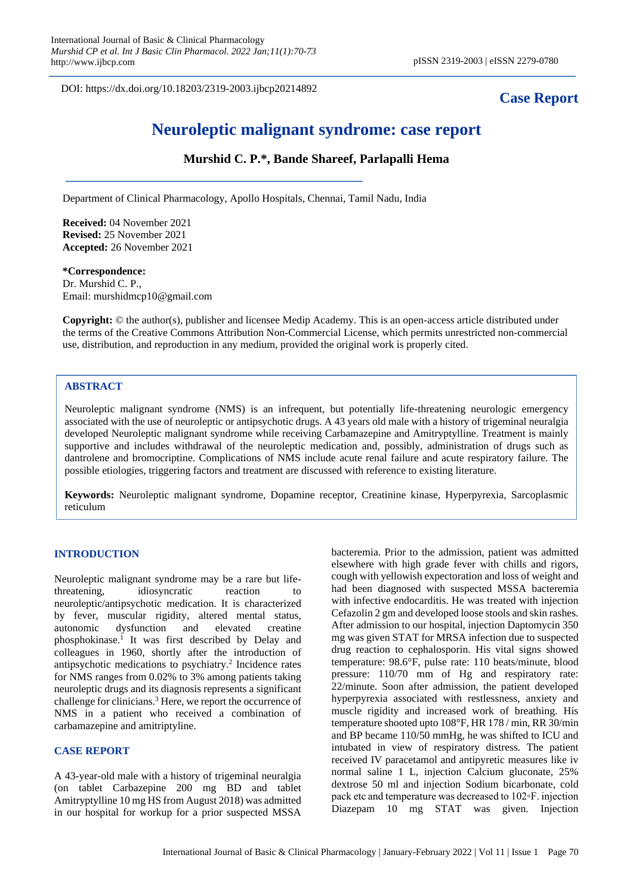DOI: https://dx.doi.org/10.18203/2319-2003.ijbcp20214892

**Case Report**

# Neuroleptic malignant syndrome: case report

**Murshid C. P.*, Bande Shareef, Parlapalli Hema**

Department of Clinical Pharmacology, Apollo Hospitals, Chennai, Tamil Nadu, India

**Received:** 04 November 2021
**Revised:** 25 November 2021
**Accepted:** 26 November 2021

***Correspondence:**
Dr. Murshid C. P.,
Email: murshidmcp10@gmail.com

**Copyright:** © the author(s), publisher and licensee Medip Academy. This is an open-access article distributed under the terms of the Creative Commons Attribution Non-Commercial License, which permits unrestricted non-commercial use, distribution, and reproduction in any medium, provided the original work is properly cited.

## ABSTRACT

Neuroleptic malignant syndrome (NMS) is an infrequent, but potentially life-threatening neurologic emergency associated with the use of neuroleptic or antipsychotic drugs. A 43 years old male with a history of trigeminal neuralgia developed Neuroleptic malignant syndrome while receiving Carbamazepine and Amitryptylline. Treatment is mainly supportive and includes withdrawal of the neuroleptic medication and, possibly, administration of drugs such as dantrolene and bromocriptine. Complications of NMS include acute renal failure and acute respiratory failure. The possible etiologies, triggering factors and treatment are discussed with reference to existing literature.

**Keywords:** Neuroleptic malignant syndrome, Dopamine receptor, Creatinine kinase, Hyperpyrexia, Sarcoplasmic reticulum

## INTRODUCTION

Neuroleptic malignant syndrome may be a rare but life-threatening, idiosyncratic reaction to neuroleptic/antipsychotic medication. It is characterized by fever, muscular rigidity, altered mental status, autonomic dysfunction and elevated creatine phosphokinase.[1] It was first described by Delay and colleagues in 1960, shortly after the introduction of antipsychotic medications to psychiatry.[2] Incidence rates for NMS ranges from 0.02% to 3% among patients taking neuroleptic drugs and its diagnosis represents a significant challenge for clinicians.[3] Here, we report the occurrence of NMS in a patient who received a combination of carbamazepine and amitriptyline.

## CASE REPORT

A 43-year-old male with a history of trigeminal neuralgia (on tablet Carbazepine 200 mg BD and tablet Amitryptylline 10 mg HS from August 2018) was admitted in our hospital for workup for a prior suspected MSSA bacteremia. Prior to the admission, patient was admitted elsewhere with high grade fever with chills and rigors, cough with yellowish expectoration and loss of weight and had been diagnosed with suspected MSSA bacteremia with infective endocarditis. He was treated with injection Cefazolin 2 gm and developed loose stools and skin rashes. After admission to our hospital, injection Daptomycin 350 mg was given STAT for MRSA infection due to suspected drug reaction to cephalosporin. His vital signs showed temperature: 98.6°F, pulse rate: 110 beats/minute, blood pressure: 110/70 mm of Hg and respiratory rate: 22/minute. Soon after admission, the patient developed hyperpyrexia associated with restlessness, anxiety and muscle rigidity and increased work of breathing. His temperature shooted upto 108°F, HR 178 / min, RR 30/min and BP became 110/50 mmHg, he was shifted to ICU and intubated in view of respiratory distress. The patient received IV paracetamol and antipyretic measures like iv normal saline 1 L, injection Calcium gluconate, 25% dextrose 50 ml and injection Sodium bicarbonate, cold pack etc and temperature was decreased to 102◦F. injection Diazepam 10 mg STAT was given. Injection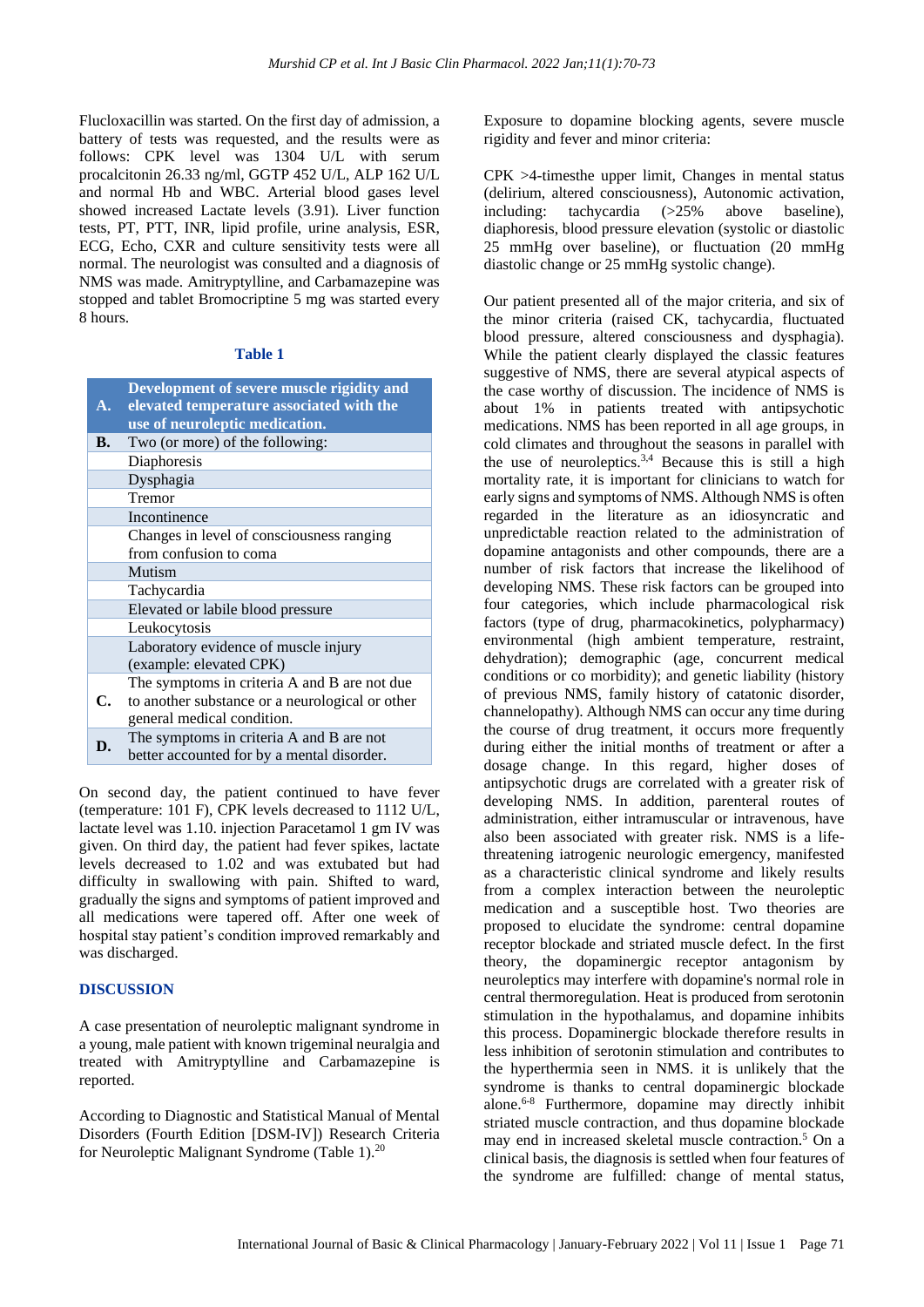Flucloxacillin was started. On the first day of admission, a battery of tests was requested, and the results were as follows: CPK level was 1304 U/L with serum procalcitonin 26.33 ng/ml, GGTP 452 U/L, ALP 162 U/L and normal Hb and WBC. Arterial blood gases level showed increased Lactate levels (3.91). Liver function tests, PT, PTT, INR, lipid profile, urine analysis, ESR, ECG, Echo, CXR and culture sensitivity tests were all normal. The neurologist was consulted and a diagnosis of NMS was made. Amitryptylline, and Carbamazepine was stopped and tablet Bromocriptine 5 mg was started every 8 hours.

**Table 1**

| | |
|---|---|
| **A.** | **Development of severe muscle rigidity and elevated temperature associated with the use of neuroleptic medication.** |
| **B.** | Two (or more) of the following: |
| | Diaphoresis |
| | Dysphagia |
| | Tremor |
| | Incontinence |
| | Changes in level of consciousness ranging from confusion to coma |
| | Mutism |
| | Tachycardia |
| | Elevated or labile blood pressure |
| | Leukocytosis |
| | Laboratory evidence of muscle injury (example: elevated CPK) |
| **C.** | The symptoms in criteria A and B are not due to another substance or a neurological or other general medical condition. |
| **D.** | The symptoms in criteria A and B are not better accounted for by a mental disorder. |

On second day, the patient continued to have fever (temperature: 101 F), CPK levels decreased to 1112 U/L, lactate level was 1.10. injection Paracetamol 1 gm IV was given. On third day, the patient had fever spikes, lactate levels decreased to 1.02 and was extubated but had difficulty in swallowing with pain. Shifted to ward, gradually the signs and symptoms of patient improved and all medications were tapered off. After one week of hospital stay patient's condition improved remarkably and was discharged.

## DISCUSSION

A case presentation of neuroleptic malignant syndrome in a young, male patient with known trigeminal neuralgia and treated with Amitryptylline and Carbamazepine is reported.

According to Diagnostic and Statistical Manual of Mental Disorders (Fourth Edition [DSM-IV]) Research Criteria for Neuroleptic Malignant Syndrome (Table 1).[20]

Exposure to dopamine blocking agents, severe muscle rigidity and fever and minor criteria:

CPK >4-timesthe upper limit, Changes in mental status (delirium, altered consciousness), Autonomic activation, including: tachycardia (>25% above baseline), diaphoresis, blood pressure elevation (systolic or diastolic 25 mmHg over baseline), or fluctuation (20 mmHg diastolic change or 25 mmHg systolic change).

Our patient presented all of the major criteria, and six of the minor criteria (raised CK, tachycardia, fluctuated blood pressure, altered consciousness and dysphagia). While the patient clearly displayed the classic features suggestive of NMS, there are several atypical aspects of the case worthy of discussion. The incidence of NMS is about 1% in patients treated with antipsychotic medications. NMS has been reported in all age groups, in cold climates and throughout the seasons in parallel with the use of neuroleptics.[3,4] Because this is still a high mortality rate, it is important for clinicians to watch for early signs and symptoms of NMS. Although NMS is often regarded in the literature as an idiosyncratic and unpredictable reaction related to the administration of dopamine antagonists and other compounds, there are a number of risk factors that increase the likelihood of developing NMS. These risk factors can be grouped into four categories, which include pharmacological risk factors (type of drug, pharmacokinetics, polypharmacy) environmental (high ambient temperature, restraint, dehydration); demographic (age, concurrent medical conditions or co morbidity); and genetic liability (history of previous NMS, family history of catatonic disorder, channelopathy). Although NMS can occur any time during the course of drug treatment, it occurs more frequently during either the initial months of treatment or after a dosage change. In this regard, higher doses of antipsychotic drugs are correlated with a greater risk of developing NMS. In addition, parenteral routes of administration, either intramuscular or intravenous, have also been associated with greater risk. NMS is a life-threatening iatrogenic neurologic emergency, manifested as a characteristic clinical syndrome and likely results from a complex interaction between the neuroleptic medication and a susceptible host. Two theories are proposed to elucidate the syndrome: central dopamine receptor blockade and striated muscle defect. In the first theory, the dopaminergic receptor antagonism by neuroleptics may interfere with dopamine's normal role in central thermoregulation. Heat is produced from serotonin stimulation in the hypothalamus, and dopamine inhibits this process. Dopaminergic blockade therefore results in less inhibition of serotonin stimulation and contributes to the hyperthermia seen in NMS. it is unlikely that the syndrome is thanks to central dopaminergic blockade alone.[6-8] Furthermore, dopamine may directly inhibit striated muscle contraction, and thus dopamine blockade may end in increased skeletal muscle contraction.[5] On a clinical basis, the diagnosis is settled when four features of the syndrome are fulfilled: change of mental status,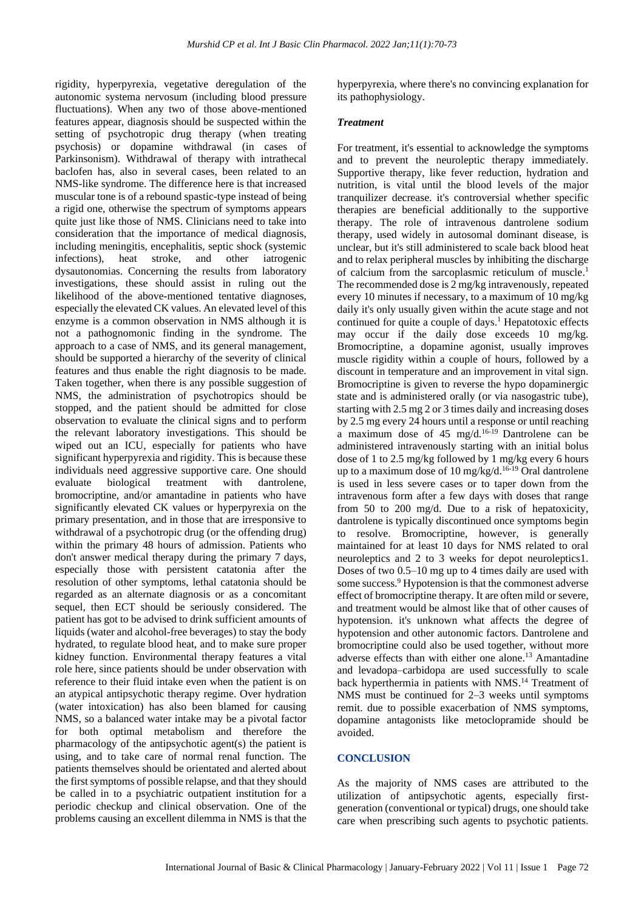rigidity, hyperpyrexia, vegetative deregulation of the autonomic systema nervosum (including blood pressure fluctuations). When any two of those above-mentioned features appear, diagnosis should be suspected within the setting of psychotropic drug therapy (when treating psychosis) or dopamine withdrawal (in cases of Parkinsonism). Withdrawal of therapy with intrathecal baclofen has, also in several cases, been related to an NMS-like syndrome. The difference here is that increased muscular tone is of a rebound spastic-type instead of being a rigid one, otherwise the spectrum of symptoms appears quite just like those of NMS. Clinicians need to take into consideration that the importance of medical diagnosis, including meningitis, encephalitis, septic shock (systemic infections), heat stroke, and other iatrogenic dysautonomias. Concerning the results from laboratory investigations, these should assist in ruling out the likelihood of the above-mentioned tentative diagnoses, especially the elevated CK values. An elevated level of this enzyme is a common observation in NMS although it is not a pathognomonic finding in the syndrome. The approach to a case of NMS, and its general management, should be supported a hierarchy of the severity of clinical features and thus enable the right diagnosis to be made. Taken together, when there is any possible suggestion of NMS, the administration of psychotropics should be stopped, and the patient should be admitted for close observation to evaluate the clinical signs and to perform the relevant laboratory investigations. This should be wiped out an ICU, especially for patients who have significant hyperpyrexia and rigidity. This is because these individuals need aggressive supportive care. One should evaluate biological treatment with dantrolene, bromocriptine, and/or amantadine in patients who have significantly elevated CK values or hyperpyrexia on the primary presentation, and in those that are irresponsive to withdrawal of a psychotropic drug (or the offending drug) within the primary 48 hours of admission. Patients who don't answer medical therapy during the primary 7 days, especially those with persistent catatonia after the resolution of other symptoms, lethal catatonia should be regarded as an alternate diagnosis or as a concomitant sequel, then ECT should be seriously considered. The patient has got to be advised to drink sufficient amounts of liquids (water and alcohol-free beverages) to stay the body hydrated, to regulate blood heat, and to make sure proper kidney function. Environmental therapy features a vital role here, since patients should be under observation with reference to their fluid intake even when the patient is on an atypical antipsychotic therapy regime. Over hydration (water intoxication) has also been blamed for causing NMS, so a balanced water intake may be a pivotal factor for both optimal metabolism and therefore the pharmacology of the antipsychotic agent(s) the patient is using, and to take care of normal renal function. The patients themselves should be orientated and alerted about the first symptoms of possible relapse, and that they should be called in to a psychiatric outpatient institution for a periodic checkup and clinical observation. One of the problems causing an excellent dilemma in NMS is that the hyperpyrexia, where there's no convincing explanation for its pathophysiology.

### *Treatment*

For treatment, it's essential to acknowledge the symptoms and to prevent the neuroleptic therapy immediately. Supportive therapy, like fever reduction, hydration and nutrition, is vital until the blood levels of the major tranquilizer decrease. it's controversial whether specific therapies are beneficial additionally to the supportive therapy. The role of intravenous dantrolene sodium therapy, used widely in autosomal dominant disease, is unclear, but it's still administered to scale back blood heat and to relax peripheral muscles by inhibiting the discharge of calcium from the sarcoplasmic reticulum of muscle.[1] The recommended dose is 2 mg/kg intravenously, repeated every 10 minutes if necessary, to a maximum of 10 mg/kg daily it's only usually given within the acute stage and not continued for quite a couple of days.[1] Hepatotoxic effects may occur if the daily dose exceeds 10 mg/kg. Bromocriptine, a dopamine agonist, usually improves muscle rigidity within a couple of hours, followed by a discount in temperature and an improvement in vital sign. Bromocriptine is given to reverse the hypo dopaminergic state and is administered orally (or via nasogastric tube), starting with 2.5 mg 2 or 3 times daily and increasing doses by 2.5 mg every 24 hours until a response or until reaching a maximum dose of 45 mg/d.[16-19] Dantrolene can be administered intravenously starting with an initial bolus dose of 1 to 2.5 mg/kg followed by 1 mg/kg every 6 hours up to a maximum dose of 10 mg/kg/d.[16-19] Oral dantrolene is used in less severe cases or to taper down from the intravenous form after a few days with doses that range from 50 to 200 mg/d. Due to a risk of hepatoxicity, dantrolene is typically discontinued once symptoms begin to resolve. Bromocriptine, however, is generally maintained for at least 10 days for NMS related to oral neuroleptics and 2 to 3 weeks for depot neuroleptics1. Doses of two 0.5–10 mg up to 4 times daily are used with some success.[9] Hypotension is that the commonest adverse effect of bromocriptine therapy. It are often mild or severe, and treatment would be almost like that of other causes of hypotension. it's unknown what affects the degree of hypotension and other autonomic factors. Dantrolene and bromocriptine could also be used together, without more adverse effects than with either one alone.[13] Amantadine and levadopa–carbidopa are used successfully to scale back hyperthermia in patients with NMS.[14] Treatment of NMS must be continued for 2–3 weeks until symptoms remit. due to possible exacerbation of NMS symptoms, dopamine antagonists like metoclopramide should be avoided.

## CONCLUSION

As the majority of NMS cases are attributed to the utilization of antipsychotic agents, especially first-generation (conventional or typical) drugs, one should take care when prescribing such agents to psychotic patients.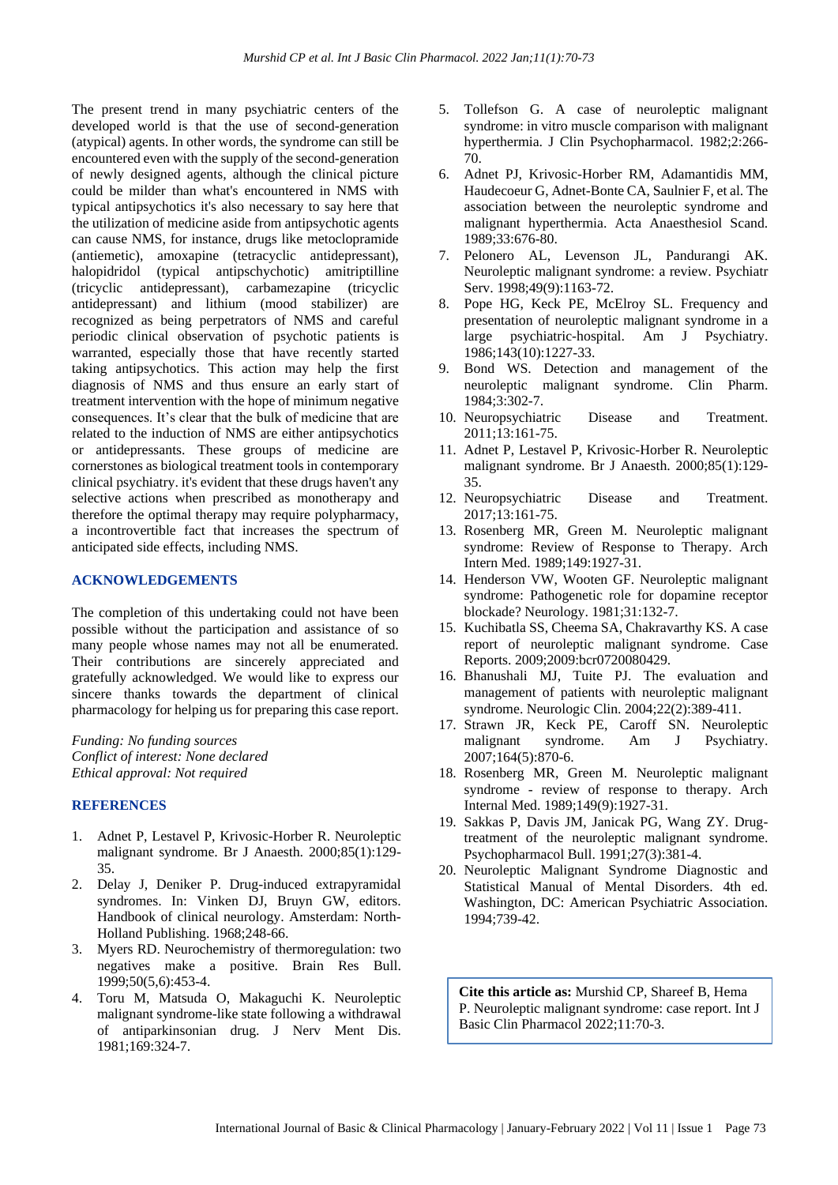The present trend in many psychiatric centers of the developed world is that the use of second-generation (atypical) agents. In other words, the syndrome can still be encountered even with the supply of the second-generation of newly designed agents, although the clinical picture could be milder than what's encountered in NMS with typical antipsychotics it's also necessary to say here that the utilization of medicine aside from antipsychotic agents can cause NMS, for instance, drugs like metoclopramide (antiemetic), amoxapine (tetracyclic antidepressant), halopidridol (typical antipschychotic) amitriptilline (tricyclic antidepressant), carbamezapine (tricyclic antidepressant) and lithium (mood stabilizer) are recognized as being perpetrators of NMS and careful periodic clinical observation of psychotic patients is warranted, especially those that have recently started taking antipsychotics. This action may help the first diagnosis of NMS and thus ensure an early start of treatment intervention with the hope of minimum negative consequences. It's clear that the bulk of medicine that are related to the induction of NMS are either antipsychotics or antidepressants. These groups of medicine are cornerstones as biological treatment tools in contemporary clinical psychiatry. it's evident that these drugs haven't any selective actions when prescribed as monotherapy and therefore the optimal therapy may require polypharmacy, a incontrovertible fact that increases the spectrum of anticipated side effects, including NMS.

## ACKNOWLEDGEMENTS

The completion of this undertaking could not have been possible without the participation and assistance of so many people whose names may not all be enumerated. Their contributions are sincerely appreciated and gratefully acknowledged. We would like to express our sincere thanks towards the department of clinical pharmacology for helping us for preparing this case report.

*Funding: No funding sources*
*Conflict of interest: None declared*
*Ethical approval: Not required*

## REFERENCES

1. Adnet P, Lestavel P, Krivosic-Horber R. Neuroleptic malignant syndrome. Br J Anaesth. 2000;85(1):129-35.
2. Delay J, Deniker P. Drug-induced extrapyramidal syndromes. In: Vinken DJ, Bruyn GW, editors. Handbook of clinical neurology. Amsterdam: North-Holland Publishing. 1968;248-66.
3. Myers RD. Neurochemistry of thermoregulation: two negatives make a positive. Brain Res Bull. 1999;50(5,6):453-4.
4. Toru M, Matsuda O, Makaguchi K. Neuroleptic malignant syndrome-like state following a withdrawal of antiparkinsonian drug. J Nerv Ment Dis. 1981;169:324-7.
5. Tollefson G. A case of neuroleptic malignant syndrome: in vitro muscle comparison with malignant hyperthermia. J Clin Psychopharmacol. 1982;2:266-70.
6. Adnet PJ, Krivosic-Horber RM, Adamantidis MM, Haudecoeur G, Adnet-Bonte CA, Saulnier F, et al. The association between the neuroleptic syndrome and malignant hyperthermia. Acta Anaesthesiol Scand. 1989;33:676-80.
7. Pelonero AL, Levenson JL, Pandurangi AK. Neuroleptic malignant syndrome: a review. Psychiatr Serv. 1998;49(9):1163-72.
8. Pope HG, Keck PE, McElroy SL. Frequency and presentation of neuroleptic malignant syndrome in a large psychiatric-hospital. Am J Psychiatry. 1986;143(10):1227-33.
9. Bond WS. Detection and management of the neuroleptic malignant syndrome. Clin Pharm. 1984;3:302-7.
10. Neuropsychiatric Disease and Treatment. 2011;13:161-75.
11. Adnet P, Lestavel P, Krivosic-Horber R. Neuroleptic malignant syndrome. Br J Anaesth. 2000;85(1):129-35.
12. Neuropsychiatric Disease and Treatment. 2017;13:161-75.
13. Rosenberg MR, Green M. Neuroleptic malignant syndrome: Review of Response to Therapy. Arch Intern Med. 1989;149:1927-31.
14. Henderson VW, Wooten GF. Neuroleptic malignant syndrome: Pathogenetic role for dopamine receptor blockade? Neurology. 1981;31:132-7.
15. Kuchibatla SS, Cheema SA, Chakravarthy KS. A case report of neuroleptic malignant syndrome. Case Reports. 2009;2009:bcr0720080429.
16. Bhanushali MJ, Tuite PJ. The evaluation and management of patients with neuroleptic malignant syndrome. Neurologic Clin. 2004;22(2):389-411.
17. Strawn JR, Keck PE, Caroff SN. Neuroleptic malignant syndrome. Am J Psychiatry. 2007;164(5):870-6.
18. Rosenberg MR, Green M. Neuroleptic malignant syndrome - review of response to therapy. Arch Internal Med. 1989;149(9):1927-31.
19. Sakkas P, Davis JM, Janicak PG, Wang ZY. Drug-treatment of the neuroleptic malignant syndrome. Psychopharmacol Bull. 1991;27(3):381-4.
20. Neuroleptic Malignant Syndrome Diagnostic and Statistical Manual of Mental Disorders. 4th ed. Washington, DC: American Psychiatric Association. 1994;739-42.

**Cite this article as:** Murshid CP, Shareef B, Hema P. Neuroleptic malignant syndrome: case report. Int J Basic Clin Pharmacol 2022;11:70-3.